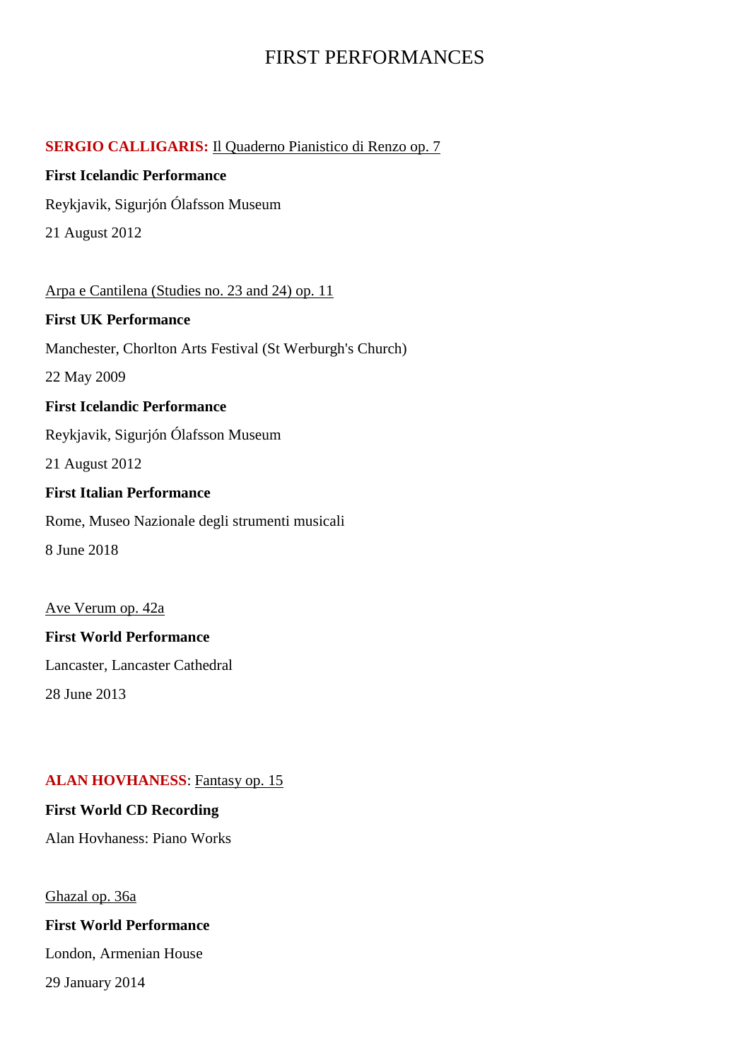# FIRST PERFORMANCES

**SERGIO CALLIGARIS:** Il Quaderno Pianistico di Renzo op. 7

**First Icelandic Performance**

Reykjavik, Sigurjón Ólafsson Museum

21 August 2012

Arpa e Cantilena (Studies no. 23 and 24) op. 11

**First UK Performance**

Manchester, Chorlton Arts Festival (St Werburgh's Church)

22 May 2009

**First Icelandic Performance**

Reykjavik, Sigurjón Ólafsson Museum

21 August 2012

**First Italian Performance**

Rome, Museo Nazionale degli strumenti musicali

8 June 2018

Ave Verum op. 42a

**First World Performance**

Lancaster, Lancaster Cathedral

28 June 2013

**ALAN HOVHANESS**: Fantasy op. 15

**First World CD Recording**

Alan Hovhaness: Piano Works

Ghazal op. 36a

**First World Performance**

London, Armenian House

29 January 2014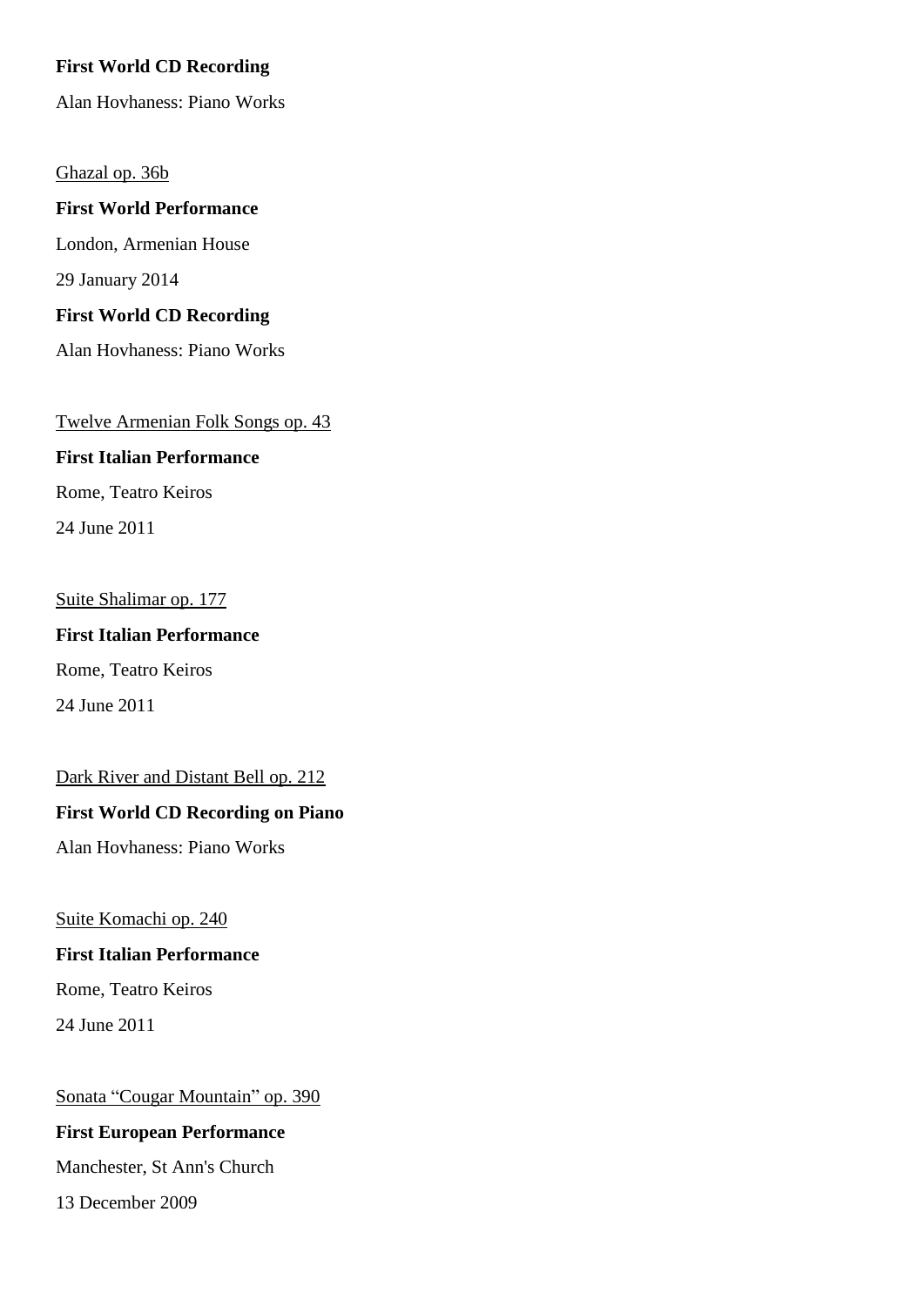**First World CD Recording**

Alan Hovhaness: Piano Works

Ghazal op. 36b

**First World Performance**

London, Armenian House

29 January 2014

**First World CD Recording**

Alan Hovhaness: Piano Works

Twelve Armenian Folk Songs op. 43

**First Italian Performance**

Rome, Teatro Keiros

24 June 2011

Suite Shalimar op. 177

**First Italian Performance**

Rome, Teatro Keiros

24 June 2011

Dark River and Distant Bell op. 212

**First World CD Recording on Piano**

Alan Hovhaness: Piano Works

Suite Komachi op. 240

**First Italian Performance**

Rome, Teatro Keiros

24 June 2011

Sonata "Cougar Mountain" op. 390

**First European Performance**

Manchester, St Ann's Church

13 December 2009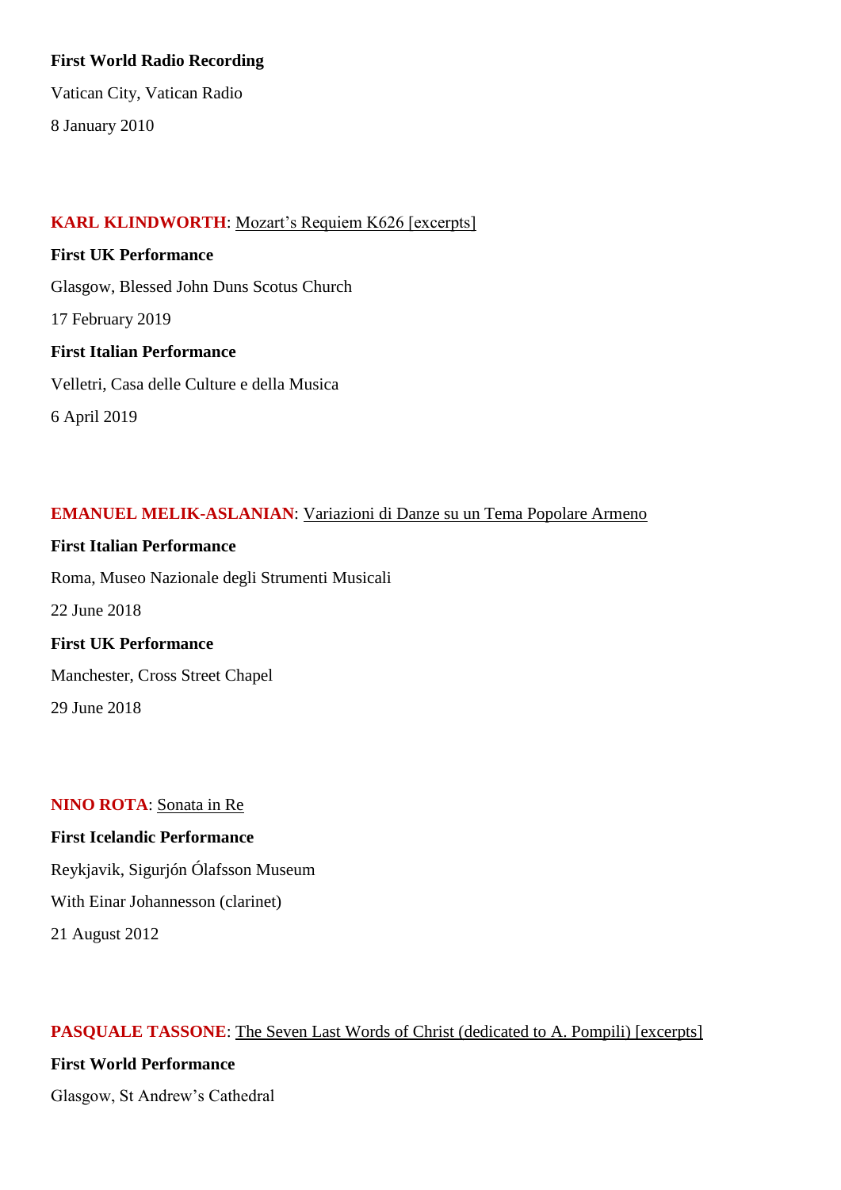**First World Radio Recording**

Vatican City, Vatican Radio

8 January 2010

**KARL KLINDWORTH**: Mozart's Requiem K626 [excerpts]

**First UK Performance**

Glasgow, Blessed John Duns Scotus Church

17 February 2019

**First Italian Performance**

Velletri, Casa delle Culture e della Musica

6 April 2019

**EMANUEL MELIK-ASLANIAN**: Variazioni di Danze su un Tema Popolare Armeno

**First Italian Performance**

Roma, Museo Nazionale degli Strumenti Musicali

22 June 2018

**First UK Performance**

Manchester, Cross Street Chapel

29 June 2018

**NINO ROTA**: Sonata in Re

**First Icelandic Performance**

Reykjavik, Sigurjón Ólafsson Museum

With Einar Johannesson (clarinet)

21 August 2012

**PASQUALE TASSONE**: The Seven Last Words of Christ (dedicated to A. Pompili) [excerpts]

**First World Performance**

Glasgow, St Andrew's Cathedral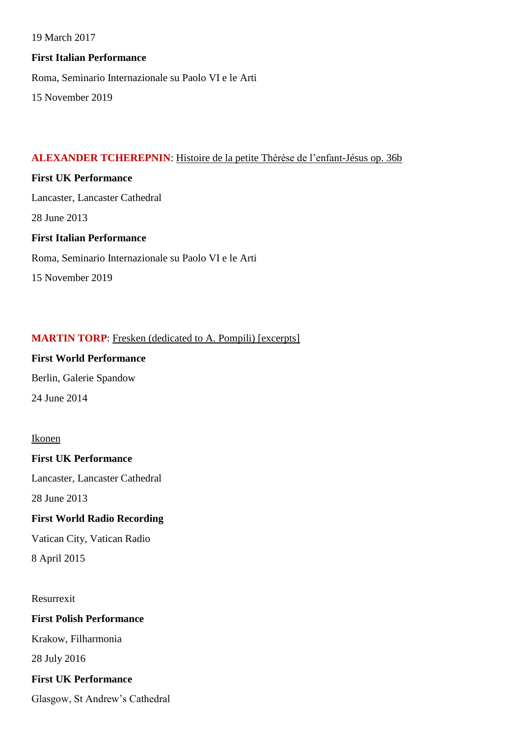19 March 2017

**First Italian Performance**

Roma, Seminario Internazionale su Paolo VI e le Arti

15 November 2019

**ALEXANDER TCHEREPNIN**: Histoire de la petite Thérèse de l'enfant-Jésus op. 36b

**First UK Performance**

Lancaster, Lancaster Cathedral

28 June 2013

**First Italian Performance**

Roma, Seminario Internazionale su Paolo VI e le Arti

15 November 2019

**MARTIN TORP**: Fresken (dedicated to A. Pompili) [excerpts]

**First World Performance**

Berlin, Galerie Spandow

24 June 2014

Ikonen

**First UK Performance**

Lancaster, Lancaster Cathedral

28 June 2013

**First World Radio Recording**

Vatican City, Vatican Radio

8 April 2015

Resurrexit

**First Polish Performance**

Krakow, Filharmonia

28 July 2016

**First UK Performance**

Glasgow, St Andrew's Cathedral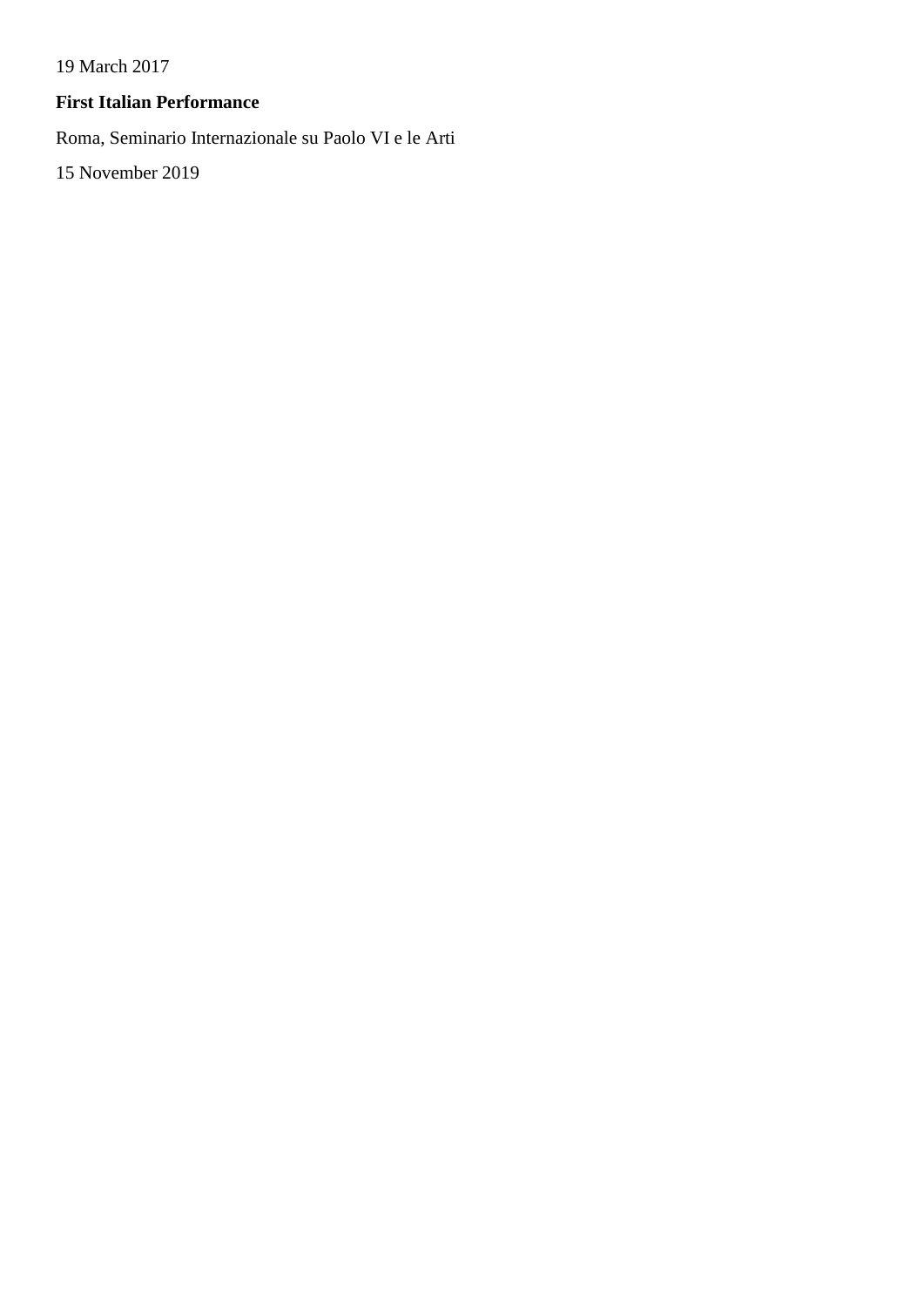19 March 2017

**First Italian Performance**

Roma, Seminario Internazionale su Paolo VI e le Arti

15 November 2019